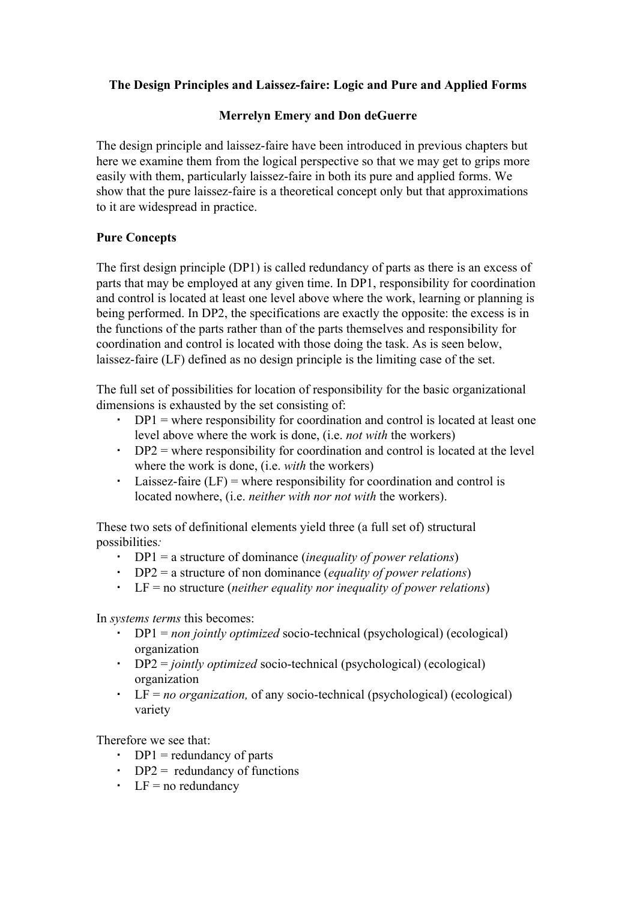# The Design Principles and Laissez-faire: Logic and Pure and Applied Forms

**Merrelyn Emery and Don deGuerre**

The design principle and laissez-faire have been introduced in previous chapters but here we examine them from the logical perspective so that we may get to grips more easily with them, particularly laissez-faire in both its pure and applied forms. We show that the pure laissez-faire is a theoretical concept only but that approximations to it are widespread in practice.

## Pure Concepts

The first design principle (DP1) is called redundancy of parts as there is an excess of parts that may be employed at any given time. In DP1, responsibility for coordination and control is located at least one level above where the work, learning or planning is being performed. In DP2, the specifications are exactly the opposite: the excess is in the functions of the parts rather than of the parts themselves and responsibility for coordination and control is located with those doing the task. As is seen below, laissez-faire (LF) defined as no design principle is the limiting case of the set.

The full set of possibilities for location of responsibility for the basic organizational dimensions is exhausted by the set consisting of:

- DP1 = where responsibility for coordination and control is located at least one level above where the work is done, (i.e. *not with* the workers)
- DP2 = where responsibility for coordination and control is located at the level where the work is done, (i.e. *with* the workers)
- Laissez-faire (LF) = where responsibility for coordination and control is located nowhere, (i.e. *neither with nor not with* the workers).

These two sets of definitional elements yield three (a full set of) structural possibilities*:*

- DP1 = a structure of dominance (*inequality of power relations*)
- DP2 = a structure of non dominance (*equality of power relations*)
- LF = no structure (*neither equality nor inequality of power relations*)

In *systems terms* this becomes:

- DP1 = *non jointly optimized* socio-technical (psychological) (ecological) organization
- DP2 = *jointly optimized* socio-technical (psychological) (ecological) organization
- LF = *no organization,* of any socio-technical (psychological) (ecological) variety

Therefore we see that:

- DP1 = redundancy of parts
- DP2 = redundancy of functions
- LF = no redundancy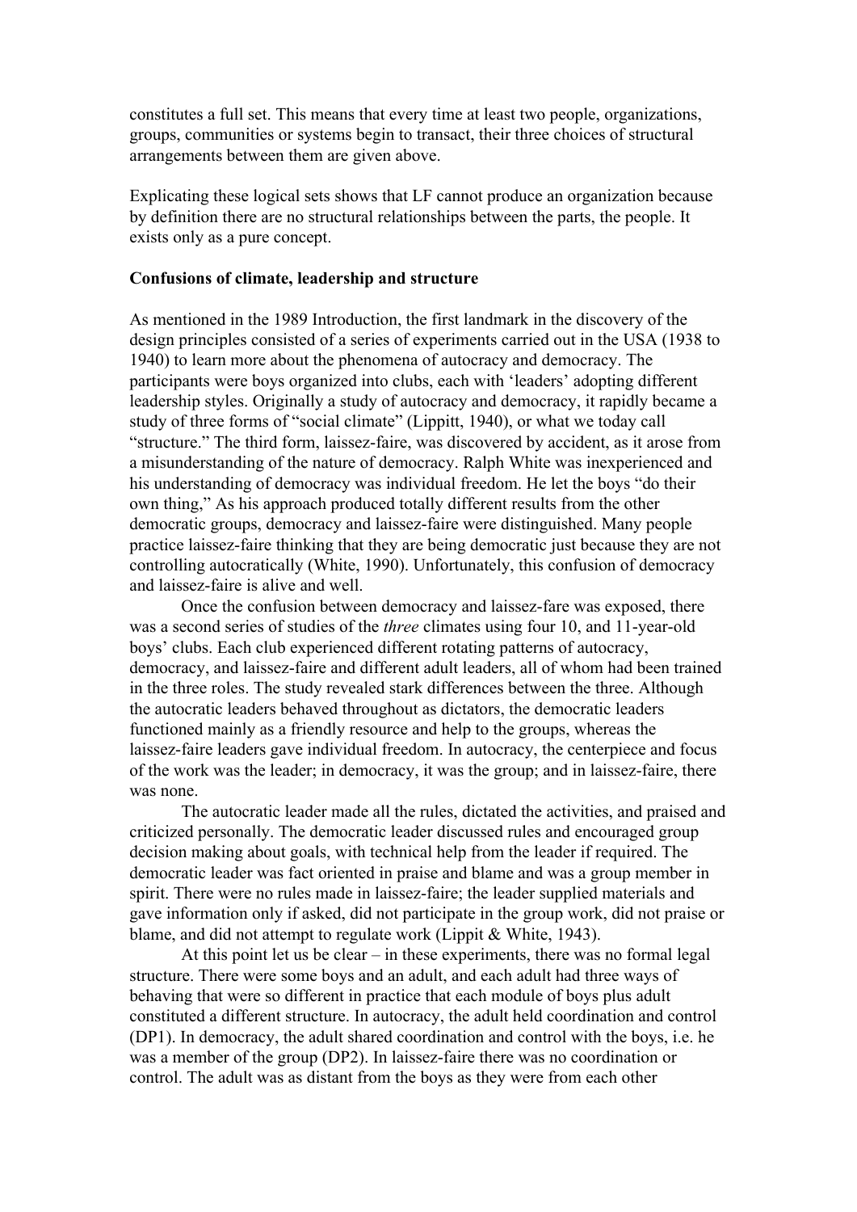constitutes a full set. This means that every time at least two people, organizations, groups, communities or systems begin to transact, their three choices of structural arrangements between them are given above.

Explicating these logical sets shows that LF cannot produce an organization because by definition there are no structural relationships between the parts, the people. It exists only as a pure concept.

**Confusions of climate, leadership and structure**

As mentioned in the 1989 Introduction, the first landmark in the discovery of the design principles consisted of a series of experiments carried out in the USA (1938 to 1940) to learn more about the phenomena of autocracy and democracy. The participants were boys organized into clubs, each with 'leaders' adopting different leadership styles. Originally a study of autocracy and democracy, it rapidly became a study of three forms of "social climate" (Lippitt, 1940), or what we today call "structure." The third form, laissez-faire, was discovered by accident, as it arose from a misunderstanding of the nature of democracy. Ralph White was inexperienced and his understanding of democracy was individual freedom. He let the boys "do their own thing," As his approach produced totally different results from the other democratic groups, democracy and laissez-faire were distinguished. Many people practice laissez-faire thinking that they are being democratic just because they are not controlling autocratically (White, 1990). Unfortunately, this confusion of democracy and laissez-faire is alive and well.

Once the confusion between democracy and laissez-fare was exposed, there was a second series of studies of the *three* climates using four 10, and 11-year-old boys' clubs. Each club experienced different rotating patterns of autocracy, democracy, and laissez-faire and different adult leaders, all of whom had been trained in the three roles. The study revealed stark differences between the three. Although the autocratic leaders behaved throughout as dictators, the democratic leaders functioned mainly as a friendly resource and help to the groups, whereas the laissez-faire leaders gave individual freedom. In autocracy, the centerpiece and focus of the work was the leader; in democracy, it was the group; and in laissez-faire, there was none.

The autocratic leader made all the rules, dictated the activities, and praised and criticized personally. The democratic leader discussed rules and encouraged group decision making about goals, with technical help from the leader if required. The democratic leader was fact oriented in praise and blame and was a group member in spirit. There were no rules made in laissez-faire; the leader supplied materials and gave information only if asked, did not participate in the group work, did not praise or blame, and did not attempt to regulate work (Lippit & White, 1943).

At this point let us be clear – in these experiments, there was no formal legal structure. There were some boys and an adult, and each adult had three ways of behaving that were so different in practice that each module of boys plus adult constituted a different structure. In autocracy, the adult held coordination and control (DP1). In democracy, the adult shared coordination and control with the boys, i.e. he was a member of the group (DP2). In laissez-faire there was no coordination or control. The adult was as distant from the boys as they were from each other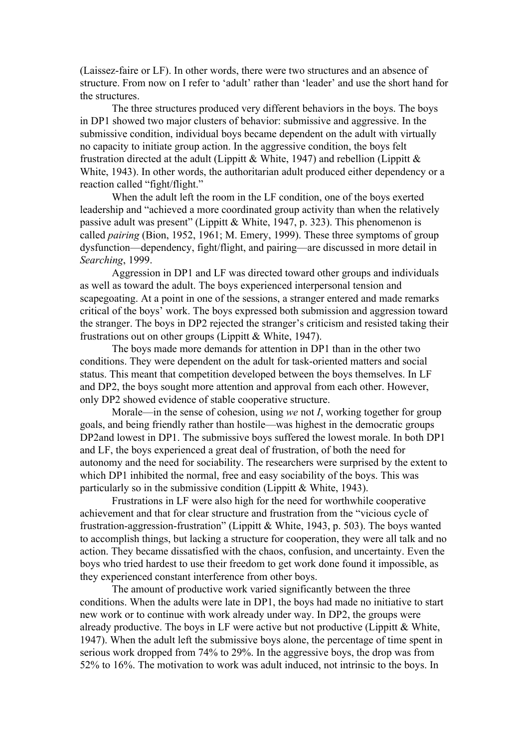(Laissez-faire or LF). In other words, there were two structures and an absence of structure. From now on I refer to 'adult' rather than 'leader' and use the short hand for the structures.

The three structures produced very different behaviors in the boys. The boys in DP1 showed two major clusters of behavior: submissive and aggressive. In the submissive condition, individual boys became dependent on the adult with virtually no capacity to initiate group action. In the aggressive condition, the boys felt frustration directed at the adult (Lippitt & White, 1947) and rebellion (Lippitt & White, 1943). In other words, the authoritarian adult produced either dependency or a reaction called "fight/flight."

When the adult left the room in the LF condition, one of the boys exerted leadership and "achieved a more coordinated group activity than when the relatively passive adult was present" (Lippitt & White, 1947, p. 323). This phenomenon is called *pairing* (Bion, 1952, 1961; M. Emery, 1999). These three symptoms of group dysfunction—dependency, fight/flight, and pairing—are discussed in more detail in *Searching*, 1999.

Aggression in DP1 and LF was directed toward other groups and individuals as well as toward the adult. The boys experienced interpersonal tension and scapegoating. At a point in one of the sessions, a stranger entered and made remarks critical of the boys' work. The boys expressed both submission and aggression toward the stranger. The boys in DP2 rejected the stranger's criticism and resisted taking their frustrations out on other groups (Lippitt & White, 1947).

The boys made more demands for attention in DP1 than in the other two conditions. They were dependent on the adult for task-oriented matters and social status. This meant that competition developed between the boys themselves. In LF and DP2, the boys sought more attention and approval from each other. However, only DP2 showed evidence of stable cooperative structure.

Morale—in the sense of cohesion, using *we* not *I*, working together for group goals, and being friendly rather than hostile—was highest in the democratic groups DP2and lowest in DP1. The submissive boys suffered the lowest morale. In both DP1 and LF, the boys experienced a great deal of frustration, of both the need for autonomy and the need for sociability. The researchers were surprised by the extent to which DP1 inhibited the normal, free and easy sociability of the boys. This was particularly so in the submissive condition (Lippitt & White, 1943).

Frustrations in LF were also high for the need for worthwhile cooperative achievement and that for clear structure and frustration from the "vicious cycle of frustration-aggression-frustration" (Lippitt & White, 1943, p. 503). The boys wanted to accomplish things, but lacking a structure for cooperation, they were all talk and no action. They became dissatisfied with the chaos, confusion, and uncertainty. Even the boys who tried hardest to use their freedom to get work done found it impossible, as they experienced constant interference from other boys.

The amount of productive work varied significantly between the three conditions. When the adults were late in DP1, the boys had made no initiative to start new work or to continue with work already under way. In DP2, the groups were already productive. The boys in LF were active but not productive (Lippitt & White, 1947). When the adult left the submissive boys alone, the percentage of time spent in serious work dropped from 74% to 29%. In the aggressive boys, the drop was from 52% to 16%. The motivation to work was adult induced, not intrinsic to the boys. In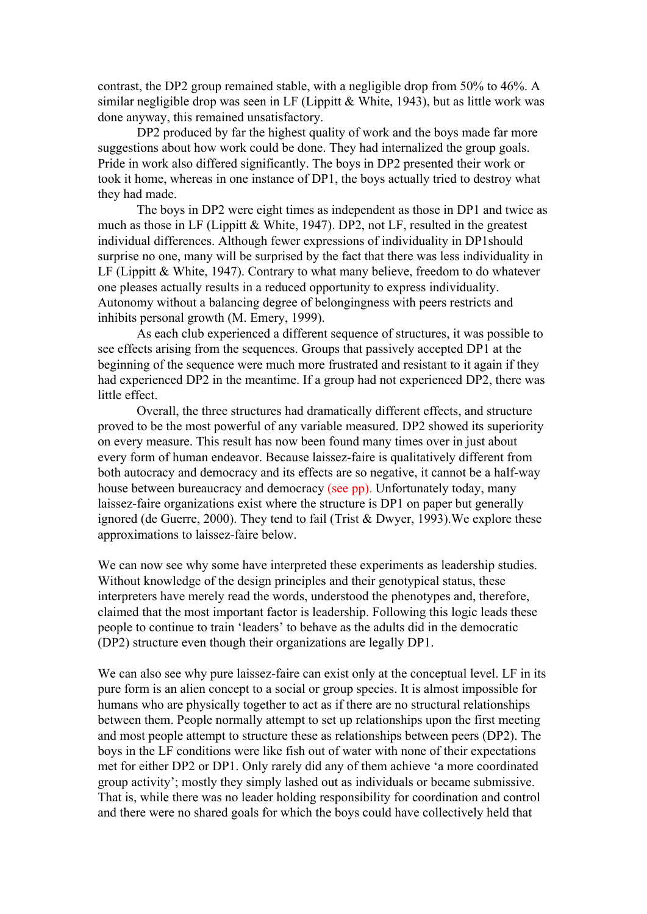contrast, the DP2 group remained stable, with a negligible drop from 50% to 46%. A similar negligible drop was seen in LF (Lippitt & White, 1943), but as little work was done anyway, this remained unsatisfactory.

DP2 produced by far the highest quality of work and the boys made far more suggestions about how work could be done. They had internalized the group goals. Pride in work also differed significantly. The boys in DP2 presented their work or took it home, whereas in one instance of DP1, the boys actually tried to destroy what they had made.

The boys in DP2 were eight times as independent as those in DP1 and twice as much as those in LF (Lippitt & White, 1947). DP2, not LF, resulted in the greatest individual differences. Although fewer expressions of individuality in DP1should surprise no one, many will be surprised by the fact that there was less individuality in LF (Lippitt & White, 1947). Contrary to what many believe, freedom to do whatever one pleases actually results in a reduced opportunity to express individuality. Autonomy without a balancing degree of belongingness with peers restricts and inhibits personal growth (M. Emery, 1999).

As each club experienced a different sequence of structures, it was possible to see effects arising from the sequences. Groups that passively accepted DP1 at the beginning of the sequence were much more frustrated and resistant to it again if they had experienced DP2 in the meantime. If a group had not experienced DP2, there was little effect.

Overall, the three structures had dramatically different effects, and structure proved to be the most powerful of any variable measured. DP2 showed its superiority on every measure. This result has now been found many times over in just about every form of human endeavor. Because laissez-faire is qualitatively different from both autocracy and democracy and its effects are so negative, it cannot be a half-way house between bureaucracy and democracy (see pp). Unfortunately today, many laissez-faire organizations exist where the structure is DP1 on paper but generally ignored (de Guerre, 2000). They tend to fail (Trist & Dwyer, 1993).We explore these approximations to laissez-faire below.

We can now see why some have interpreted these experiments as leadership studies. Without knowledge of the design principles and their genotypical status, these interpreters have merely read the words, understood the phenotypes and, therefore, claimed that the most important factor is leadership. Following this logic leads these people to continue to train 'leaders' to behave as the adults did in the democratic (DP2) structure even though their organizations are legally DP1.

We can also see why pure laissez-faire can exist only at the conceptual level. LF in its pure form is an alien concept to a social or group species. It is almost impossible for humans who are physically together to act as if there are no structural relationships between them. People normally attempt to set up relationships upon the first meeting and most people attempt to structure these as relationships between peers (DP2). The boys in the LF conditions were like fish out of water with none of their expectations met for either DP2 or DP1. Only rarely did any of them achieve 'a more coordinated group activity'; mostly they simply lashed out as individuals or became submissive. That is, while there was no leader holding responsibility for coordination and control and there were no shared goals for which the boys could have collectively held that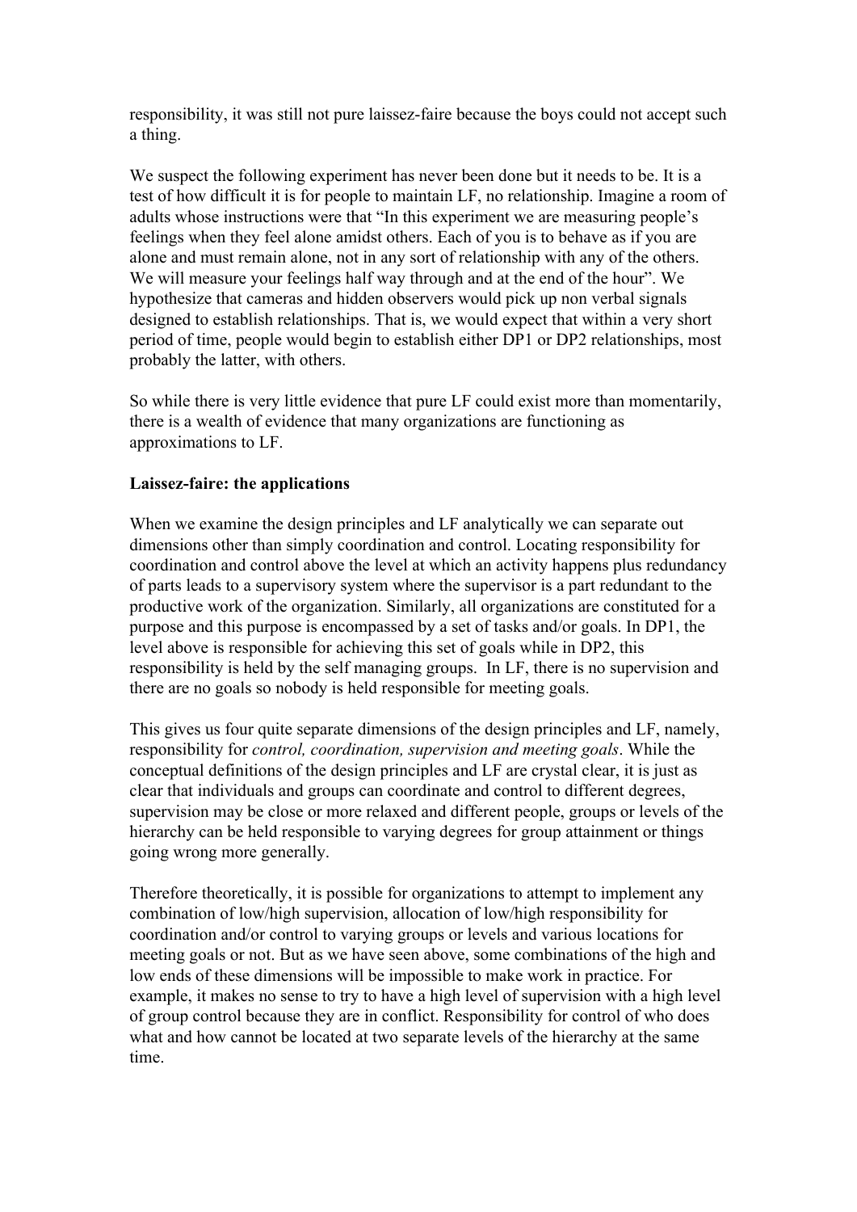responsibility, it was still not pure laissez-faire because the boys could not accept such a thing.

We suspect the following experiment has never been done but it needs to be. It is a test of how difficult it is for people to maintain LF, no relationship. Imagine a room of adults whose instructions were that "In this experiment we are measuring people's feelings when they feel alone amidst others. Each of you is to behave as if you are alone and must remain alone, not in any sort of relationship with any of the others. We will measure your feelings half way through and at the end of the hour". We hypothesize that cameras and hidden observers would pick up non verbal signals designed to establish relationships. That is, we would expect that within a very short period of time, people would begin to establish either DP1 or DP2 relationships, most probably the latter, with others.

So while there is very little evidence that pure LF could exist more than momentarily, there is a wealth of evidence that many organizations are functioning as approximations to LF.

**Laissez-faire: the applications**

When we examine the design principles and LF analytically we can separate out dimensions other than simply coordination and control. Locating responsibility for coordination and control above the level at which an activity happens plus redundancy of parts leads to a supervisory system where the supervisor is a part redundant to the productive work of the organization. Similarly, all organizations are constituted for a purpose and this purpose is encompassed by a set of tasks and/or goals. In DP1, the level above is responsible for achieving this set of goals while in DP2, this responsibility is held by the self managing groups. In LF, there is no supervision and there are no goals so nobody is held responsible for meeting goals.

This gives us four quite separate dimensions of the design principles and LF, namely, responsibility for *control, coordination, supervision and meeting goals*. While the conceptual definitions of the design principles and LF are crystal clear, it is just as clear that individuals and groups can coordinate and control to different degrees, supervision may be close or more relaxed and different people, groups or levels of the hierarchy can be held responsible to varying degrees for group attainment or things going wrong more generally.

Therefore theoretically, it is possible for organizations to attempt to implement any combination of low/high supervision, allocation of low/high responsibility for coordination and/or control to varying groups or levels and various locations for meeting goals or not. But as we have seen above, some combinations of the high and low ends of these dimensions will be impossible to make work in practice. For example, it makes no sense to try to have a high level of supervision with a high level of group control because they are in conflict. Responsibility for control of who does what and how cannot be located at two separate levels of the hierarchy at the same time.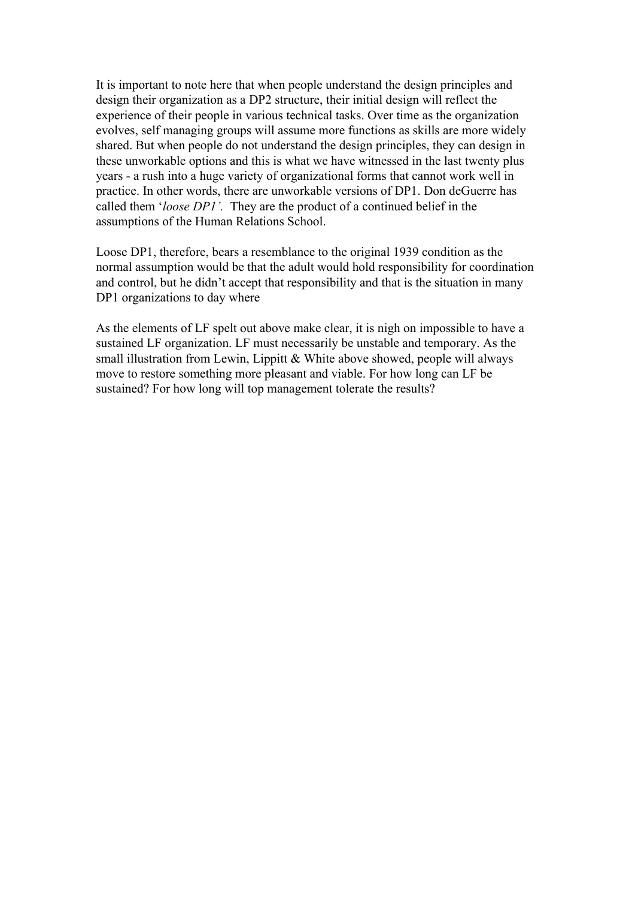It is important to note here that when people understand the design principles and design their organization as a DP2 structure, their initial design will reflect the experience of their people in various technical tasks. Over time as the organization evolves, self managing groups will assume more functions as skills are more widely shared. But when people do not understand the design principles, they can design in these unworkable options and this is what we have witnessed in the last twenty plus years - a rush into a huge variety of organizational forms that cannot work well in practice. In other words, there are unworkable versions of DP1. Don deGuerre has called them '*loose DP1'.* They are the product of a continued belief in the assumptions of the Human Relations School.

Loose DP1, therefore, bears a resemblance to the original 1939 condition as the normal assumption would be that the adult would hold responsibility for coordination and control, but he didn't accept that responsibility and that is the situation in many DP1 organizations to day where

As the elements of LF spelt out above make clear, it is nigh on impossible to have a sustained LF organization. LF must necessarily be unstable and temporary. As the small illustration from Lewin, Lippitt & White above showed, people will always move to restore something more pleasant and viable. For how long can LF be sustained? For how long will top management tolerate the results?